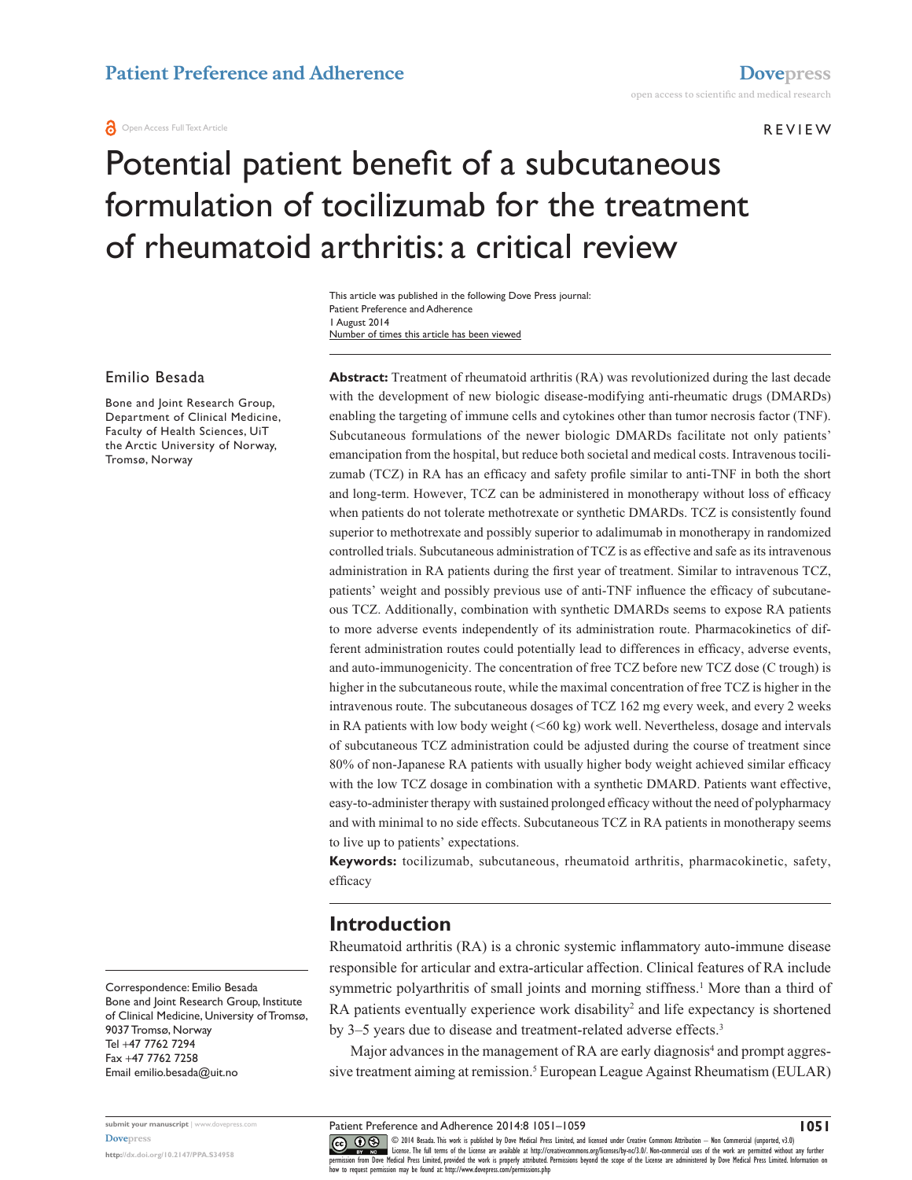Patient Preference and Adherence

Open Access Full Text Article

REVIEW

# Potential patient benefit of a subcutaneous formulation of tocilizumab for the treatment of rheumatoid arthritis: a critical review

This article was published in the following Dove Press journal:
Patient Preference and Adherence
1 August 2014
Number of times this article has been viewed

Emilio Besada

Bone and Joint Research Group, Department of Clinical Medicine, Faculty of Health Sciences, UiT the Arctic University of Norway, Tromsø, Norway

**Abstract:** Treatment of rheumatoid arthritis (RA) was revolutionized during the last decade with the development of new biologic disease-modifying anti-rheumatic drugs (DMARDs) enabling the targeting of immune cells and cytokines other than tumor necrosis factor (TNF). Subcutaneous formulations of the newer biologic DMARDs facilitate not only patients' emancipation from the hospital, but reduce both societal and medical costs. Intravenous tocilizumab (TCZ) in RA has an efficacy and safety profile similar to anti-TNF in both the short and long-term. However, TCZ can be administered in monotherapy without loss of efficacy when patients do not tolerate methotrexate or synthetic DMARDs. TCZ is consistently found superior to methotrexate and possibly superior to adalimumab in monotherapy in randomized controlled trials. Subcutaneous administration of TCZ is as effective and safe as its intravenous administration in RA patients during the first year of treatment. Similar to intravenous TCZ, patients' weight and possibly previous use of anti-TNF influence the efficacy of subcutaneous TCZ. Additionally, combination with synthetic DMARDs seems to expose RA patients to more adverse events independently of its administration route. Pharmacokinetics of different administration routes could potentially lead to differences in efficacy, adverse events, and auto-immunogenicity. The concentration of free TCZ before new TCZ dose (C trough) is higher in the subcutaneous route, while the maximal concentration of free TCZ is higher in the intravenous route. The subcutaneous dosages of TCZ 162 mg every week, and every 2 weeks in RA patients with low body weight (<60 kg) work well. Nevertheless, dosage and intervals of subcutaneous TCZ administration could be adjusted during the course of treatment since 80% of non-Japanese RA patients with usually higher body weight achieved similar efficacy with the low TCZ dosage in combination with a synthetic DMARD. Patients want effective, easy-to-administer therapy with sustained prolonged efficacy without the need of polypharmacy and with minimal to no side effects. Subcutaneous TCZ in RA patients in monotherapy seems to live up to patients' expectations.

**Keywords:** tocilizumab, subcutaneous, rheumatoid arthritis, pharmacokinetic, safety, efficacy

## Introduction

Rheumatoid arthritis (RA) is a chronic systemic inflammatory auto-immune disease responsible for articular and extra-articular affection. Clinical features of RA include symmetric polyarthritis of small joints and morning stiffness.[1] More than a third of RA patients eventually experience work disability[2] and life expectancy is shortened by 3–5 years due to disease and treatment-related adverse effects.[3]

Major advances in the management of RA are early diagnosis[4] and prompt aggressive treatment aiming at remission.[5] European League Against Rheumatism (EULAR)

Correspondence: Emilio Besada
Bone and Joint Research Group, Institute of Clinical Medicine, University of Tromsø, 9037 Tromsø, Norway
Tel +47 7762 7294
Fax +47 7762 7258
Email emilio.besada@uit.no

http://dx.doi.org/10.2147/PPA.S34958

© 2014 Besada. This work is published by Dove Medical Press Limited, and licensed under Creative Commons Attribution – Non Commercial (unported, v3.0) License. The full terms of the License are available at http://creativecommons.org/licenses/by-nc/3.0/. Non-commercial uses of the work are permitted without any further permission from Dove Medical Press Limited, provided the work is properly attributed. Permissions beyond the scope of the License are administered by Dove Medical Press Limited. Information on how to request permission may be found at: http://www.dovepress.com/permissions.php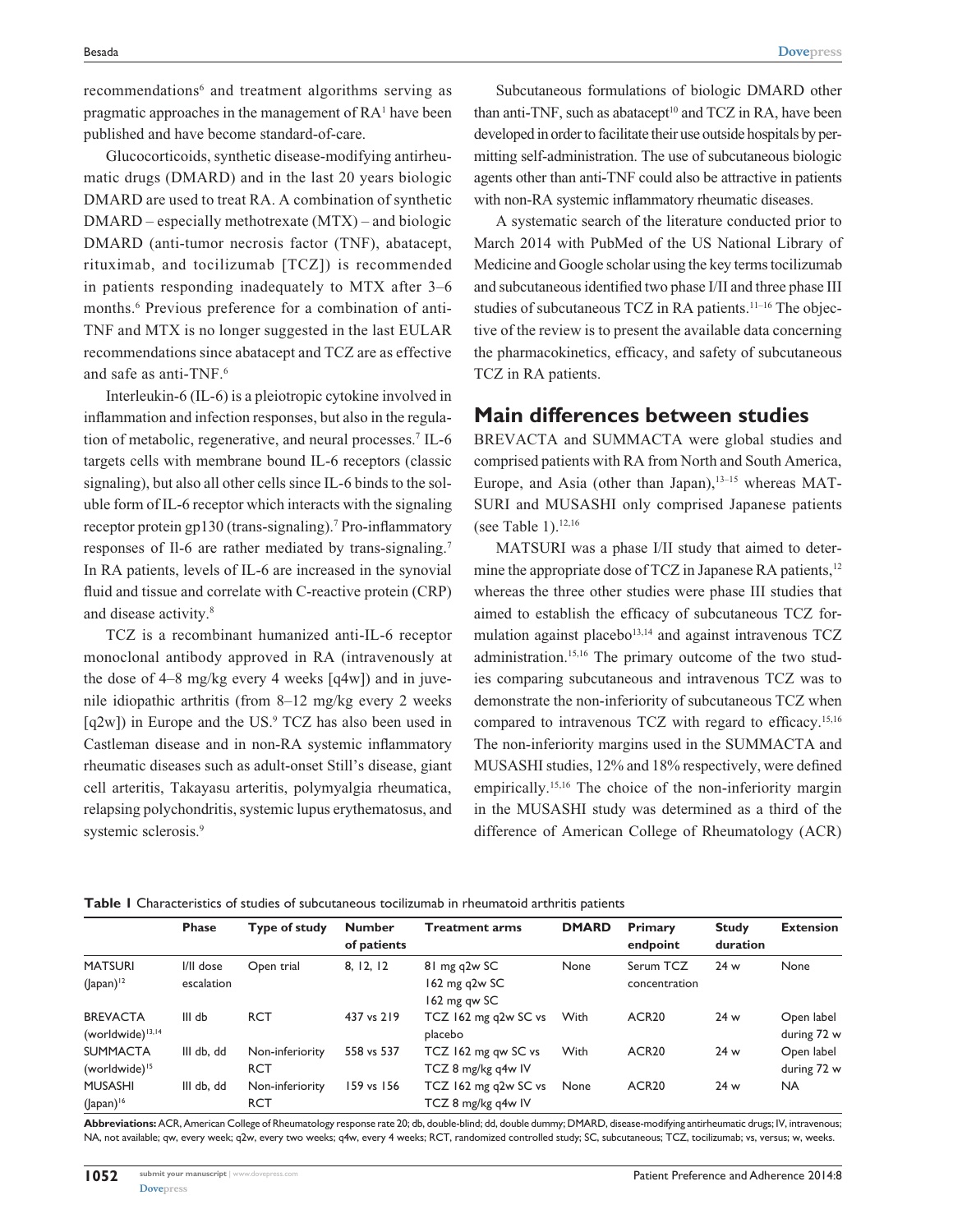recommendations[6] and treatment algorithms serving as pragmatic approaches in the management of RA[1] have been published and have become standard-of-care.

Glucocorticoids, synthetic disease-modifying antirheumatic drugs (DMARD) and in the last 20 years biologic DMARD are used to treat RA. A combination of synthetic DMARD – especially methotrexate (MTX) – and biologic DMARD (anti-tumor necrosis factor (TNF), abatacept, rituximab, and tocilizumab [TCZ]) is recommended in patients responding inadequately to MTX after 3–6 months.[6] Previous preference for a combination of anti-TNF and MTX is no longer suggested in the last EULAR recommendations since abatacept and TCZ are as effective and safe as anti-TNF.[6]

Interleukin-6 (IL-6) is a pleiotropic cytokine involved in inflammation and infection responses, but also in the regulation of metabolic, regenerative, and neural processes.[7] IL-6 targets cells with membrane bound IL-6 receptors (classic signaling), but also all other cells since IL-6 binds to the soluble form of IL-6 receptor which interacts with the signaling receptor protein gp130 (trans-signaling).[7] Pro-inflammatory responses of Il-6 are rather mediated by trans-signaling.[7] In RA patients, levels of IL-6 are increased in the synovial fluid and tissue and correlate with C-reactive protein (CRP) and disease activity.[8]

TCZ is a recombinant humanized anti-IL-6 receptor monoclonal antibody approved in RA (intravenously at the dose of 4–8 mg/kg every 4 weeks [q4w]) and in juvenile idiopathic arthritis (from 8–12 mg/kg every 2 weeks [q2w]) in Europe and the US.[9] TCZ has also been used in Castleman disease and in non-RA systemic inflammatory rheumatic diseases such as adult-onset Still's disease, giant cell arteritis, Takayasu arteritis, polymyalgia rheumatica, relapsing polychondritis, systemic lupus erythematosus, and systemic sclerosis.[9]

Subcutaneous formulations of biologic DMARD other than anti-TNF, such as abatacept[10] and TCZ in RA, have been developed in order to facilitate their use outside hospitals by permitting self-administration. The use of subcutaneous biologic agents other than anti-TNF could also be attractive in patients with non-RA systemic inflammatory rheumatic diseases.

A systematic search of the literature conducted prior to March 2014 with PubMed of the US National Library of Medicine and Google scholar using the key terms tocilizumab and subcutaneous identified two phase I/II and three phase III studies of subcutaneous TCZ in RA patients.[11–16] The objective of the review is to present the available data concerning the pharmacokinetics, efficacy, and safety of subcutaneous TCZ in RA patients.

## Main differences between studies

BREVACTA and SUMMACTA were global studies and comprised patients with RA from North and South America, Europe, and Asia (other than Japan),[13–15] whereas MATSURI and MUSASHI only comprised Japanese patients (see Table 1).[12,16]

MATSURI was a phase I/II study that aimed to determine the appropriate dose of TCZ in Japanese RA patients,[12] whereas the three other studies were phase III studies that aimed to establish the efficacy of subcutaneous TCZ formulation against placebo[13,14] and against intravenous TCZ administration.[15,16] The primary outcome of the two studies comparing subcutaneous and intravenous TCZ was to demonstrate the non-inferiority of subcutaneous TCZ when compared to intravenous TCZ with regard to efficacy.[15,16] The non-inferiority margins used in the SUMMACTA and MUSASHI studies, 12% and 18% respectively, were defined empirically.[15,16] The choice of the non-inferiority margin in the MUSASHI study was determined as a third of the difference of American College of Rheumatology (ACR)

**Table 1** Characteristics of studies of subcutaneous tocilizumab in rheumatoid arthritis patients

| | Phase | Type of study | Number of patients | Treatment arms | DMARD | Primary endpoint | Study duration | Extension |
|---|---|---|---|---|---|---|---|---|
| MATSURI (Japan)[12] | I/II dose escalation | Open trial | 8, 12, 12 | 81 mg q2w SC<br>162 mg q2w SC<br>162 mg qw SC | None | Serum TCZ concentration | 24 w | None |
| BREVACTA (worldwide)[13,14] | III db | RCT | 437 vs 219 | TCZ 162 mg q2w SC vs placebo | With | ACR20 | 24 w | Open label during 72 w |
| SUMMACTA (worldwide)[15] | III db, dd | Non-inferiority RCT | 558 vs 537 | TCZ 162 mg qw SC vs TCZ 8 mg/kg q4w IV | With | ACR20 | 24 w | Open label during 72 w |
| MUSASHI (Japan)[16] | III db, dd | Non-inferiority RCT | 159 vs 156 | TCZ 162 mg q2w SC vs TCZ 8 mg/kg q4w IV | None | ACR20 | 24 w | NA |

**Abbreviations:** ACR, American College of Rheumatology response rate 20; db, double-blind; dd, double dummy; DMARD, disease-modifying antirheumatic drugs; IV, intravenous; NA, not available; qw, every week; q2w, every two weeks; q4w, every 4 weeks; RCT, randomized controlled study; SC, subcutaneous; TCZ, tocilizumab; vs, versus; w, weeks.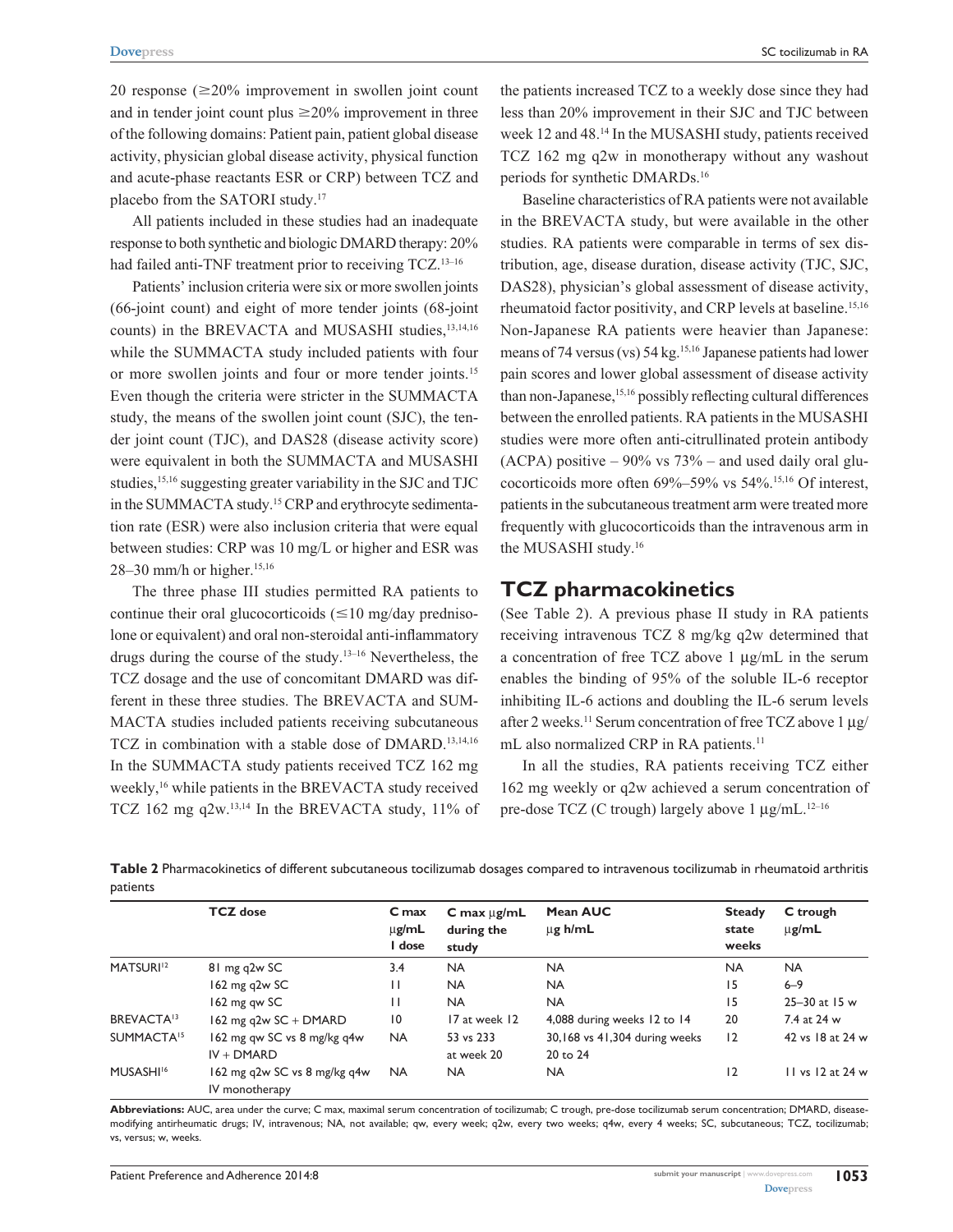20 response (≥20% improvement in swollen joint count and in tender joint count plus ≥20% improvement in three of the following domains: Patient pain, patient global disease activity, physician global disease activity, physical function and acute-phase reactants ESR or CRP) between TCZ and placebo from the SATORI study.[17]

All patients included in these studies had an inadequate response to both synthetic and biologic DMARD therapy: 20% had failed anti-TNF treatment prior to receiving TCZ.[13–16]

Patients' inclusion criteria were six or more swollen joints (66-joint count) and eight of more tender joints (68-joint counts) in the BREVACTA and MUSASHI studies,[13,14,16] while the SUMMACTA study included patients with four or more swollen joints and four or more tender joints.[15] Even though the criteria were stricter in the SUMMACTA study, the means of the swollen joint count (SJC), the tender joint count (TJC), and DAS28 (disease activity score) were equivalent in both the SUMMACTA and MUSASHI studies,[15,16] suggesting greater variability in the SJC and TJC in the SUMMACTA study.[15] CRP and erythrocyte sedimentation rate (ESR) were also inclusion criteria that were equal between studies: CRP was 10 mg/L or higher and ESR was 28–30 mm/h or higher.[15,16]

The three phase III studies permitted RA patients to continue their oral glucocorticoids (≤10 mg/day prednisolone or equivalent) and oral non-steroidal anti-inflammatory drugs during the course of the study.[13–16] Nevertheless, the TCZ dosage and the use of concomitant DMARD was different in these three studies. The BREVACTA and SUMMACTA studies included patients receiving subcutaneous TCZ in combination with a stable dose of DMARD.[13,14,16] In the SUMMACTA study patients received TCZ 162 mg weekly,[16] while patients in the BREVACTA study received TCZ 162 mg q2w.[13,14] In the BREVACTA study, 11% of the patients increased TCZ to a weekly dose since they had less than 20% improvement in their SJC and TJC between week 12 and 48.[14] In the MUSASHI study, patients received TCZ 162 mg q2w in monotherapy without any washout periods for synthetic DMARDs.[16]

Baseline characteristics of RA patients were not available in the BREVACTA study, but were available in the other studies. RA patients were comparable in terms of sex distribution, age, disease duration, disease activity (TJC, SJC, DAS28), physician's global assessment of disease activity, rheumatoid factor positivity, and CRP levels at baseline.[15,16] Non-Japanese RA patients were heavier than Japanese: means of 74 versus (vs) 54 kg.[15,16] Japanese patients had lower pain scores and lower global assessment of disease activity than non-Japanese,[15,16] possibly reflecting cultural differences between the enrolled patients. RA patients in the MUSASHI studies were more often anti-citrullinated protein antibody (ACPA) positive – 90% vs 73% – and used daily oral glucocorticoids more often 69%–59% vs 54%.[15,16] Of interest, patients in the subcutaneous treatment arm were treated more frequently with glucocorticoids than the intravenous arm in the MUSASHI study.[16]

## TCZ pharmacokinetics

(See Table 2). A previous phase II study in RA patients receiving intravenous TCZ 8 mg/kg q2w determined that a concentration of free TCZ above 1 μg/mL in the serum enables the binding of 95% of the soluble IL-6 receptor inhibiting IL-6 actions and doubling the IL-6 serum levels after 2 weeks.[11] Serum concentration of free TCZ above 1 μg/mL also normalized CRP in RA patients.[11]

In all the studies, RA patients receiving TCZ either 162 mg weekly or q2w achieved a serum concentration of pre-dose TCZ (C trough) largely above 1 μg/mL.[12–16]

**Table 2** Pharmacokinetics of different subcutaneous tocilizumab dosages compared to intravenous tocilizumab in rheumatoid arthritis patients

| | TCZ dose | C max μg/mL I dose | C max μg/mL during the study | Mean AUC μg h/mL | Steady state weeks | C trough μg/mL |
|---|---|---|---|---|---|---|
| MATSURI[12] | 81 mg q2w SC | 3.4 | NA | NA | NA | NA |
| | 162 mg q2w SC | 11 | NA | NA | 15 | 6–9 |
| | 162 mg qw SC | 11 | NA | NA | 15 | 25–30 at 15 w |
| BREVACTA[13] | 162 mg q2w SC + DMARD | 10 | 17 at week 12 | 4,088 during weeks 12 to 14 | 20 | 7.4 at 24 w |
| SUMMACTA[15] | 162 mg qw SC vs 8 mg/kg q4w IV + DMARD | NA | 53 vs 233 at week 20 | 30,168 vs 41,304 during weeks 20 to 24 | 12 | 42 vs 18 at 24 w |
| MUSASHI[16] | 162 mg q2w SC vs 8 mg/kg q4w IV monotherapy | NA | NA | NA | 12 | 11 vs 12 at 24 w |

**Abbreviations:** AUC, area under the curve; C max, maximal serum concentration of tocilizumab; C trough, pre-dose tocilizumab serum concentration; DMARD, disease-modifying antirheumatic drugs; IV, intravenous; NA, not available; qw, every week; q2w, every two weeks; q4w, every 4 weeks; SC, subcutaneous; TCZ, tocilizumab; vs, versus; w, weeks.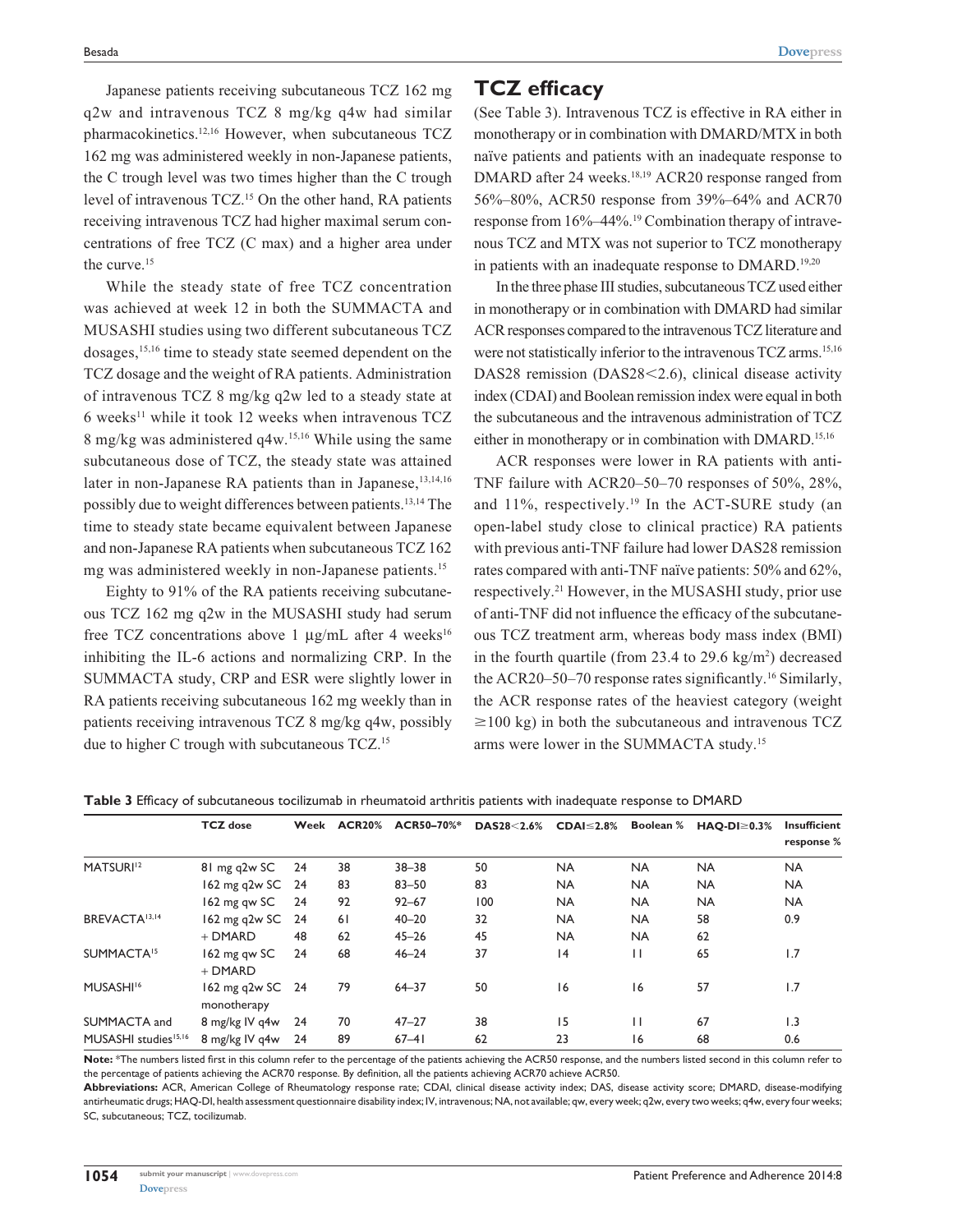Japanese patients receiving subcutaneous TCZ 162 mg q2w and intravenous TCZ 8 mg/kg q4w had similar pharmacokinetics.[12,16] However, when subcutaneous TCZ 162 mg was administered weekly in non-Japanese patients, the C trough level was two times higher than the C trough level of intravenous TCZ.[15] On the other hand, RA patients receiving intravenous TCZ had higher maximal serum concentrations of free TCZ (C max) and a higher area under the curve.[15]

While the steady state of free TCZ concentration was achieved at week 12 in both the SUMMACTA and MUSASHI studies using two different subcutaneous TCZ dosages,[15,16] time to steady state seemed dependent on the TCZ dosage and the weight of RA patients. Administration of intravenous TCZ 8 mg/kg q2w led to a steady state at 6 weeks[11] while it took 12 weeks when intravenous TCZ 8 mg/kg was administered q4w.[15,16] While using the same subcutaneous dose of TCZ, the steady state was attained later in non-Japanese RA patients than in Japanese,[13,14,16] possibly due to weight differences between patients.[13,14] The time to steady state became equivalent between Japanese and non-Japanese RA patients when subcutaneous TCZ 162 mg was administered weekly in non-Japanese patients.[15]

Eighty to 91% of the RA patients receiving subcutaneous TCZ 162 mg q2w in the MUSASHI study had serum free TCZ concentrations above 1 µg/mL after 4 weeks[16] inhibiting the IL-6 actions and normalizing CRP. In the SUMMACTA study, CRP and ESR were slightly lower in RA patients receiving subcutaneous 162 mg weekly than in patients receiving intravenous TCZ 8 mg/kg q4w, possibly due to higher C trough with subcutaneous TCZ.[15]

## TCZ efficacy

(See Table 3). Intravenous TCZ is effective in RA either in monotherapy or in combination with DMARD/MTX in both naïve patients and patients with an inadequate response to DMARD after 24 weeks.[18,19] ACR20 response ranged from 56%–80%, ACR50 response from 39%–64% and ACR70 response from 16%–44%.[19] Combination therapy of intravenous TCZ and MTX was not superior to TCZ monotherapy in patients with an inadequate response to DMARD.[19,20]

In the three phase III studies, subcutaneous TCZ used either in monotherapy or in combination with DMARD had similar ACR responses compared to the intravenous TCZ literature and were not statistically inferior to the intravenous TCZ arms.[15,16] DAS28 remission (DAS28<2.6), clinical disease activity index (CDAI) and Boolean remission index were equal in both the subcutaneous and the intravenous administration of TCZ either in monotherapy or in combination with DMARD.[15,16]

ACR responses were lower in RA patients with anti-TNF failure with ACR20–50–70 responses of 50%, 28%, and 11%, respectively.[19] In the ACT-SURE study (an open-label study close to clinical practice) RA patients with previous anti-TNF failure had lower DAS28 remission rates compared with anti-TNF naïve patients: 50% and 62%, respectively.[21] However, in the MUSASHI study, prior use of anti-TNF did not influence the efficacy of the subcutaneous TCZ treatment arm, whereas body mass index (BMI) in the fourth quartile (from 23.4 to 29.6 kg/m$^2$) decreased the ACR20–50–70 response rates significantly.[16] Similarly, the ACR response rates of the heaviest category (weight ≥100 kg) in both the subcutaneous and intravenous TCZ arms were lower in the SUMMACTA study.[15]

**Table 3** Efficacy of subcutaneous tocilizumab in rheumatoid arthritis patients with inadequate response to DMARD

| | TCZ dose | Week | ACR20% | ACR50–70%* | DAS28<2.6% | CDAI≤2.8% | Boolean % | HAQ-DI≥0.3% | Insufficient response % |
|---|---|---|---|---|---|---|---|---|---|
| MATSURI[12] | 81 mg q2w SC | 24 | 38 | 38–38 | 50 | NA | NA | NA | NA |
| | 162 mg q2w SC | 24 | 83 | 83–50 | 83 | NA | NA | NA | NA |
| | 162 mg qw SC | 24 | 92 | 92–67 | 100 | NA | NA | NA | NA |
| BREVACTA[13,14] | 162 mg q2w SC | 24 | 61 | 40–20 | 32 | NA | NA | 58 | 0.9 |
| | + DMARD | 48 | 62 | 45–26 | 45 | NA | NA | 62 | |
| SUMMACTA[15] | 162 mg qw SC + DMARD | 24 | 68 | 46–24 | 37 | 14 | 11 | 65 | 1.7 |
| MUSASHI[16] | 162 mg q2w SC monotherapy | 24 | 79 | 64–37 | 50 | 16 | 16 | 57 | 1.7 |
| SUMMACTA and | 8 mg/kg IV q4w | 24 | 70 | 47–27 | 38 | 15 | 11 | 67 | 1.3 |
| MUSASHI studies[15,16] | 8 mg/kg IV q4w | 24 | 89 | 67–41 | 62 | 23 | 16 | 68 | 0.6 |

**Note:** *The numbers listed first in this column refer to the percentage of the patients achieving the ACR50 response, and the numbers listed second in this column refer to the percentage of patients achieving the ACR70 response. By definition, all the patients achieving ACR70 achieve ACR50.

**Abbreviations:** ACR, American College of Rheumatology response rate; CDAI, clinical disease activity index; DAS, disease activity score; DMARD, disease-modifying antirheumatic drugs; HAQ-DI, health assessment questionnaire disability index; IV, intravenous; NA, not available; qw, every week; q2w, every two weeks; q4w, every four weeks; SC, subcutaneous; TCZ, tocilizumab.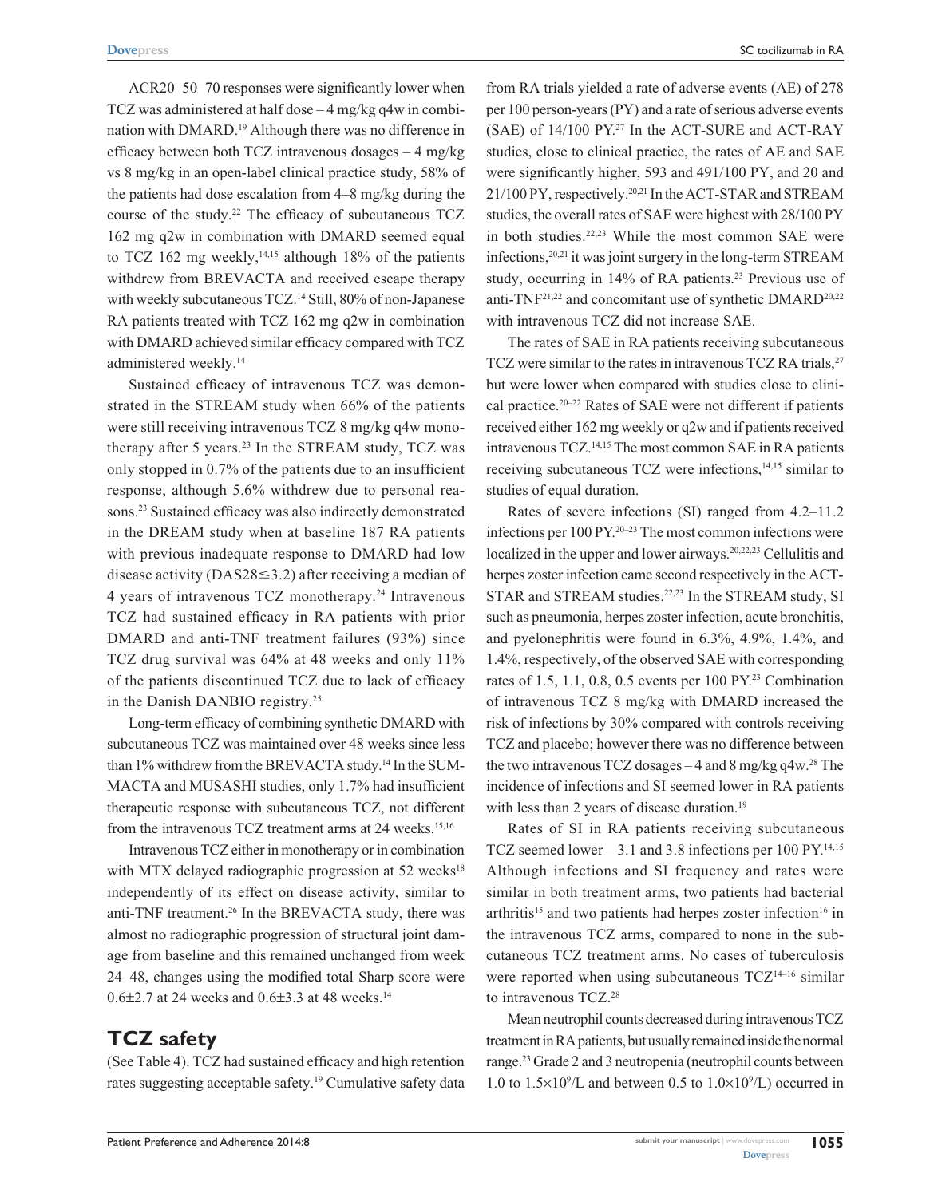ACR20–50–70 responses were significantly lower when TCZ was administered at half dose – 4 mg/kg q4w in combination with DMARD.[19] Although there was no difference in efficacy between both TCZ intravenous dosages – 4 mg/kg vs 8 mg/kg in an open-label clinical practice study, 58% of the patients had dose escalation from 4–8 mg/kg during the course of the study.[22] The efficacy of subcutaneous TCZ 162 mg q2w in combination with DMARD seemed equal to TCZ 162 mg weekly,[14,15] although 18% of the patients withdrew from BREVACTA and received escape therapy with weekly subcutaneous TCZ.[14] Still, 80% of non-Japanese RA patients treated with TCZ 162 mg q2w in combination with DMARD achieved similar efficacy compared with TCZ administered weekly.[14]

Sustained efficacy of intravenous TCZ was demonstrated in the STREAM study when 66% of the patients were still receiving intravenous TCZ 8 mg/kg q4w monotherapy after 5 years.[23] In the STREAM study, TCZ was only stopped in 0.7% of the patients due to an insufficient response, although 5.6% withdrew due to personal reasons.[23] Sustained efficacy was also indirectly demonstrated in the DREAM study when at baseline 187 RA patients with previous inadequate response to DMARD had low disease activity (DAS28≤3.2) after receiving a median of 4 years of intravenous TCZ monotherapy.[24] Intravenous TCZ had sustained efficacy in RA patients with prior DMARD and anti-TNF treatment failures (93%) since TCZ drug survival was 64% at 48 weeks and only 11% of the patients discontinued TCZ due to lack of efficacy in the Danish DANBIO registry.[25]

Long-term efficacy of combining synthetic DMARD with subcutaneous TCZ was maintained over 48 weeks since less than 1% withdrew from the BREVACTA study.[14] In the SUMMACTA and MUSASHI studies, only 1.7% had insufficient therapeutic response with subcutaneous TCZ, not different from the intravenous TCZ treatment arms at 24 weeks.[15,16]

Intravenous TCZ either in monotherapy or in combination with MTX delayed radiographic progression at 52 weeks[18] independently of its effect on disease activity, similar to anti-TNF treatment.[26] In the BREVACTA study, there was almost no radiographic progression of structural joint damage from baseline and this remained unchanged from week 24–48, changes using the modified total Sharp score were 0.6±2.7 at 24 weeks and 0.6±3.3 at 48 weeks.[14]

## TCZ safety

(See Table 4). TCZ had sustained efficacy and high retention rates suggesting acceptable safety.[19] Cumulative safety data from RA trials yielded a rate of adverse events (AE) of 278 per 100 person-years (PY) and a rate of serious adverse events (SAE) of 14/100 PY.[27] In the ACT-SURE and ACT-RAY studies, close to clinical practice, the rates of AE and SAE were significantly higher, 593 and 491/100 PY, and 20 and 21/100 PY, respectively.[20,21] In the ACT-STAR and STREAM studies, the overall rates of SAE were highest with 28/100 PY in both studies.[22,23] While the most common SAE were infections,[20,21] it was joint surgery in the long-term STREAM study, occurring in 14% of RA patients.[23] Previous use of anti-TNF[21,22] and concomitant use of synthetic DMARD[20,22] with intravenous TCZ did not increase SAE.

The rates of SAE in RA patients receiving subcutaneous TCZ were similar to the rates in intravenous TCZ RA trials,[27] but were lower when compared with studies close to clinical practice.[20–22] Rates of SAE were not different if patients received either 162 mg weekly or q2w and if patients received intravenous TCZ.[14,15] The most common SAE in RA patients receiving subcutaneous TCZ were infections,[14,15] similar to studies of equal duration.

Rates of severe infections (SI) ranged from 4.2–11.2 infections per 100 PY.[20–23] The most common infections were localized in the upper and lower airways.[20,22,23] Cellulitis and herpes zoster infection came second respectively in the ACT-STAR and STREAM studies.[22,23] In the STREAM study, SI such as pneumonia, herpes zoster infection, acute bronchitis, and pyelonephritis were found in 6.3%, 4.9%, 1.4%, and 1.4%, respectively, of the observed SAE with corresponding rates of 1.5, 1.1, 0.8, 0.5 events per 100 PY.[23] Combination of intravenous TCZ 8 mg/kg with DMARD increased the risk of infections by 30% compared with controls receiving TCZ and placebo; however there was no difference between the two intravenous TCZ dosages – 4 and 8 mg/kg q4w.[28] The incidence of infections and SI seemed lower in RA patients with less than 2 years of disease duration.[19]

Rates of SI in RA patients receiving subcutaneous TCZ seemed lower – 3.1 and 3.8 infections per 100 PY.[14,15] Although infections and SI frequency and rates were similar in both treatment arms, two patients had bacterial arthritis[15] and two patients had herpes zoster infection[16] in the intravenous TCZ arms, compared to none in the subcutaneous TCZ treatment arms. No cases of tuberculosis were reported when using subcutaneous TCZ[14–16] similar to intravenous TCZ.[28]

Mean neutrophil counts decreased during intravenous TCZ treatment in RA patients, but usually remained inside the normal range.[23] Grade 2 and 3 neutropenia (neutrophil counts between 1.0 to $1.5\times10^9$/L and between 0.5 to $1.0\times10^9$/L) occurred in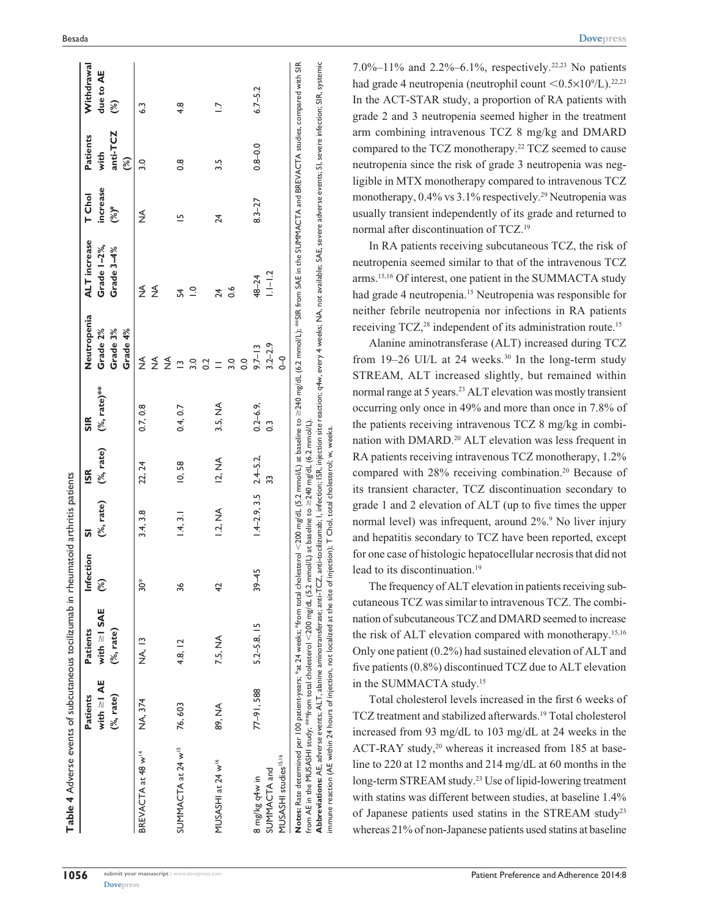**Table 4** Adverse events of subcutaneous tocilizumab in rheumatoid arthritis patients

| | Patients with ≥1 AE (%, rate) | Patients with ≥1 SAE (%, rate) | Infection (%) | SI (%, rate) | ISR (%, rate) | SIR (%, rate)** | Neutropenia Grade 2% Grade 3% Grade 4% | ALT increase Grade 1–2%, Grade 3–4% | T Chol increase (%)# | Patients with anti-TCZ (%) | Withdrawal due to AE (%) |
|---|---|---|---|---|---|---|---|---|---|---|---|
| BREVACTA at 48 w[14] | NA, 374 | NA, 13 | 30* | 3.4, 3.8 | 22, 24 | 0.7, 0.8 | NA<br>NA<br>NA | NA<br>NA | NA | 3.0 | 6.3 |
| SUMMACTA at 24 w[15] | 76, 603 | 4.8, 12 | 36 | 1.4, 3.1 | 10, 58 | 0.4, 0.7 | 13<br>3.0<br>0.2 | 54<br>1.0 | 15 | 0.8 | 4.8 |
| MUSASHI at 24 w[16] | 89, NA | 7.5, NA | 42 | 1.2, NA | 12, NA | 3.5, NA | 11<br>3.0<br>0.0 | 24<br>0.6 | 24 | 3.5 | 1.7 |
| 8 mg/kg q4w in SUMMACTA and MUSASHI studies[15,16] | 77–91, 588 | 5.2–5.8, 15 | 39–45 | 1.4–2.9, 3.5 | 2.4–5.2, 33 | 0.2–6.9, 0.3 | 9.7–13<br>3.2–2.9<br>0–0 | 48–24<br>1.1–1.2 | 8.3–27 | 0.8–0.0 | 6.7–5.2 |

**Notes:** Rate determined per 100 patient-years; *at 24 weeks; #from total cholesterol <200 mg/dL (5.2 mmol/L) at baseline to ≥240 mg/dL (6.2 mmol/L); **SIR from SAE in the SUMMACTA and BREVACTA studies, compared with SIR from AE in the MUSASHI study; ***from total cholesterol <200 mg/dL (5.2 mmol/L) at baseline to ≥240 mg/dL (6.2 mmol/L).

**Abbreviations:** AE, adverse events; ALT, alanine aminotransferase; anti-TCZ, anti-tocilizumab; I, infection; ISR, injection site reaction; q4w, every 4 weeks; NA, not available; SAE, severe adverse events; SI, severe infection; SIR, systemic immune reaction (AE within 24 hours of injection, not localized at the site of injection); T Chol, total cholesterol; w, weeks.

7.0%–11% and 2.2%–6.1%, respectively.[22,23] No patients had grade 4 neutropenia (neutrophil count $<0.5\times10^9$/L).[22,23] In the ACT-STAR study, a proportion of RA patients with grade 2 and 3 neutropenia seemed higher in the treatment arm combining intravenous TCZ 8 mg/kg and DMARD compared to the TCZ monotherapy.[22] TCZ seemed to cause neutropenia since the risk of grade 3 neutropenia was negligible in MTX monotherapy compared to intravenous TCZ monotherapy, 0.4% vs 3.1% respectively.[29] Neutropenia was usually transient independently of its grade and returned to normal after discontinuation of TCZ.[19]

In RA patients receiving subcutaneous TCZ, the risk of neutropenia seemed similar to that of the intravenous TCZ arms.[15,16] Of interest, one patient in the SUMMACTA study had grade 4 neutropenia.[15] Neutropenia was responsible for neither febrile neutropenia nor infections in RA patients receiving TCZ,[28] independent of its administration route.[15]

Alanine aminotransferase (ALT) increased during TCZ from 19–26 UI/L at 24 weeks.[30] In the long-term study STREAM, ALT increased slightly, but remained within normal range at 5 years.[23] ALT elevation was mostly transient occurring only once in 49% and more than once in 7.8% of the patients receiving intravenous TCZ 8 mg/kg in combination with DMARD.[20] ALT elevation was less frequent in RA patients receiving intravenous TCZ monotherapy, 1.2% compared with 28% receiving combination.[20] Because of its transient character, TCZ discontinuation secondary to grade 1 and 2 elevation of ALT (up to five times the upper normal level) was infrequent, around 2%.[9] No liver injury and hepatitis secondary to TCZ have been reported, except for one case of histologic hepatocellular necrosis that did not lead to its discontinuation.[19]

The frequency of ALT elevation in patients receiving subcutaneous TCZ was similar to intravenous TCZ. The combination of subcutaneous TCZ and DMARD seemed to increase the risk of ALT elevation compared with monotherapy.[15,16] Only one patient (0.2%) had sustained elevation of ALT and five patients (0.8%) discontinued TCZ due to ALT elevation in the SUMMACTA study.[15]

Total cholesterol levels increased in the first 6 weeks of TCZ treatment and stabilized afterwards.[19] Total cholesterol increased from 93 mg/dL to 103 mg/dL at 24 weeks in the ACT-RAY study,[20] whereas it increased from 185 at baseline to 220 at 12 months and 214 mg/dL at 60 months in the long-term STREAM study.[23] Use of lipid-lowering treatment with statins was different between studies, at baseline 1.4% of Japanese patients used statins in the STREAM study[23] whereas 21% of non-Japanese patients used statins at baseline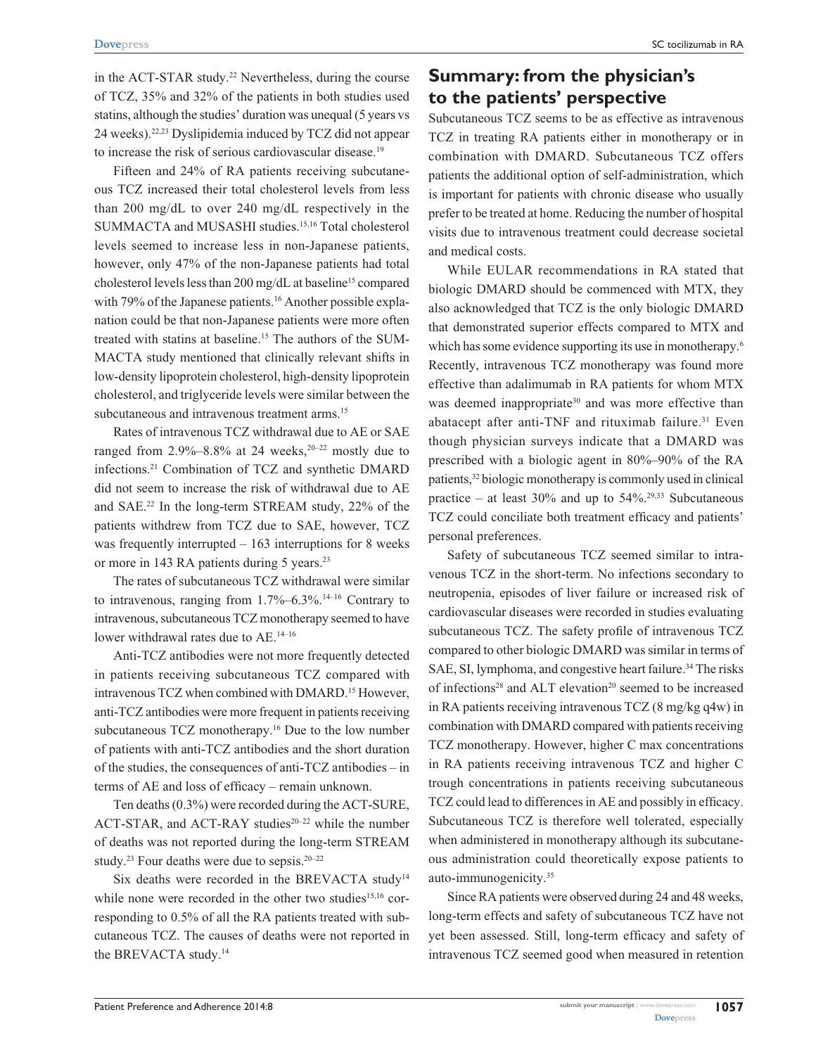in the ACT-STAR study.[22] Nevertheless, during the course of TCZ, 35% and 32% of the patients in both studies used statins, although the studies' duration was unequal (5 years vs 24 weeks).[22,23] Dyslipidemia induced by TCZ did not appear to increase the risk of serious cardiovascular disease.[19]

Fifteen and 24% of RA patients receiving subcutaneous TCZ increased their total cholesterol levels from less than 200 mg/dL to over 240 mg/dL respectively in the SUMMACTA and MUSASHI studies.[15,16] Total cholesterol levels seemed to increase less in non-Japanese patients, however, only 47% of the non-Japanese patients had total cholesterol levels less than 200 mg/dL at baseline[15] compared with 79% of the Japanese patients.[16] Another possible explanation could be that non-Japanese patients were more often treated with statins at baseline.[15] The authors of the SUMMACTA study mentioned that clinically relevant shifts in low-density lipoprotein cholesterol, high-density lipoprotein cholesterol, and triglyceride levels were similar between the subcutaneous and intravenous treatment arms.[15]

Rates of intravenous TCZ withdrawal due to AE or SAE ranged from 2.9%–8.8% at 24 weeks,[20–22] mostly due to infections.[21] Combination of TCZ and synthetic DMARD did not seem to increase the risk of withdrawal due to AE and SAE.[22] In the long-term STREAM study, 22% of the patients withdrew from TCZ due to SAE, however, TCZ was frequently interrupted – 163 interruptions for 8 weeks or more in 143 RA patients during 5 years.[23]

The rates of subcutaneous TCZ withdrawal were similar to intravenous, ranging from 1.7%–6.3%.[14–16] Contrary to intravenous, subcutaneous TCZ monotherapy seemed to have lower withdrawal rates due to AE.[14–16]

Anti-TCZ antibodies were not more frequently detected in patients receiving subcutaneous TCZ compared with intravenous TCZ when combined with DMARD.[15] However, anti-TCZ antibodies were more frequent in patients receiving subcutaneous TCZ monotherapy.[16] Due to the low number of patients with anti-TCZ antibodies and the short duration of the studies, the consequences of anti-TCZ antibodies – in terms of AE and loss of efficacy – remain unknown.

Ten deaths (0.3%) were recorded during the ACT-SURE, ACT-STAR, and ACT-RAY studies[20–22] while the number of deaths was not reported during the long-term STREAM study.[23] Four deaths were due to sepsis.[20–22]

Six deaths were recorded in the BREVACTA study[14] while none were recorded in the other two studies[15,16] corresponding to 0.5% of all the RA patients treated with subcutaneous TCZ. The causes of deaths were not reported in the BREVACTA study.[14]

## Summary: from the physician's to the patients' perspective

Subcutaneous TCZ seems to be as effective as intravenous TCZ in treating RA patients either in monotherapy or in combination with DMARD. Subcutaneous TCZ offers patients the additional option of self-administration, which is important for patients with chronic disease who usually prefer to be treated at home. Reducing the number of hospital visits due to intravenous treatment could decrease societal and medical costs.

While EULAR recommendations in RA stated that biologic DMARD should be commenced with MTX, they also acknowledged that TCZ is the only biologic DMARD that demonstrated superior effects compared to MTX and which has some evidence supporting its use in monotherapy.[6] Recently, intravenous TCZ monotherapy was found more effective than adalimumab in RA patients for whom MTX was deemed inappropriate[30] and was more effective than abatacept after anti-TNF and rituximab failure.[31] Even though physician surveys indicate that a DMARD was prescribed with a biologic agent in 80%–90% of the RA patients,[32] biologic monotherapy is commonly used in clinical practice – at least 30% and up to 54%.[29,33] Subcutaneous TCZ could conciliate both treatment efficacy and patients' personal preferences.

Safety of subcutaneous TCZ seemed similar to intravenous TCZ in the short-term. No infections secondary to neutropenia, episodes of liver failure or increased risk of cardiovascular diseases were recorded in studies evaluating subcutaneous TCZ. The safety profile of intravenous TCZ compared to other biologic DMARD was similar in terms of SAE, SI, lymphoma, and congestive heart failure.[34] The risks of infections[28] and ALT elevation[20] seemed to be increased in RA patients receiving intravenous TCZ (8 mg/kg q4w) in combination with DMARD compared with patients receiving TCZ monotherapy. However, higher C max concentrations in RA patients receiving intravenous TCZ and higher C trough concentrations in patients receiving subcutaneous TCZ could lead to differences in AE and possibly in efficacy. Subcutaneous TCZ is therefore well tolerated, especially when administered in monotherapy although its subcutaneous administration could theoretically expose patients to auto-immunogenicity.[35]

Since RA patients were observed during 24 and 48 weeks, long-term effects and safety of subcutaneous TCZ have not yet been assessed. Still, long-term efficacy and safety of intravenous TCZ seemed good when measured in retention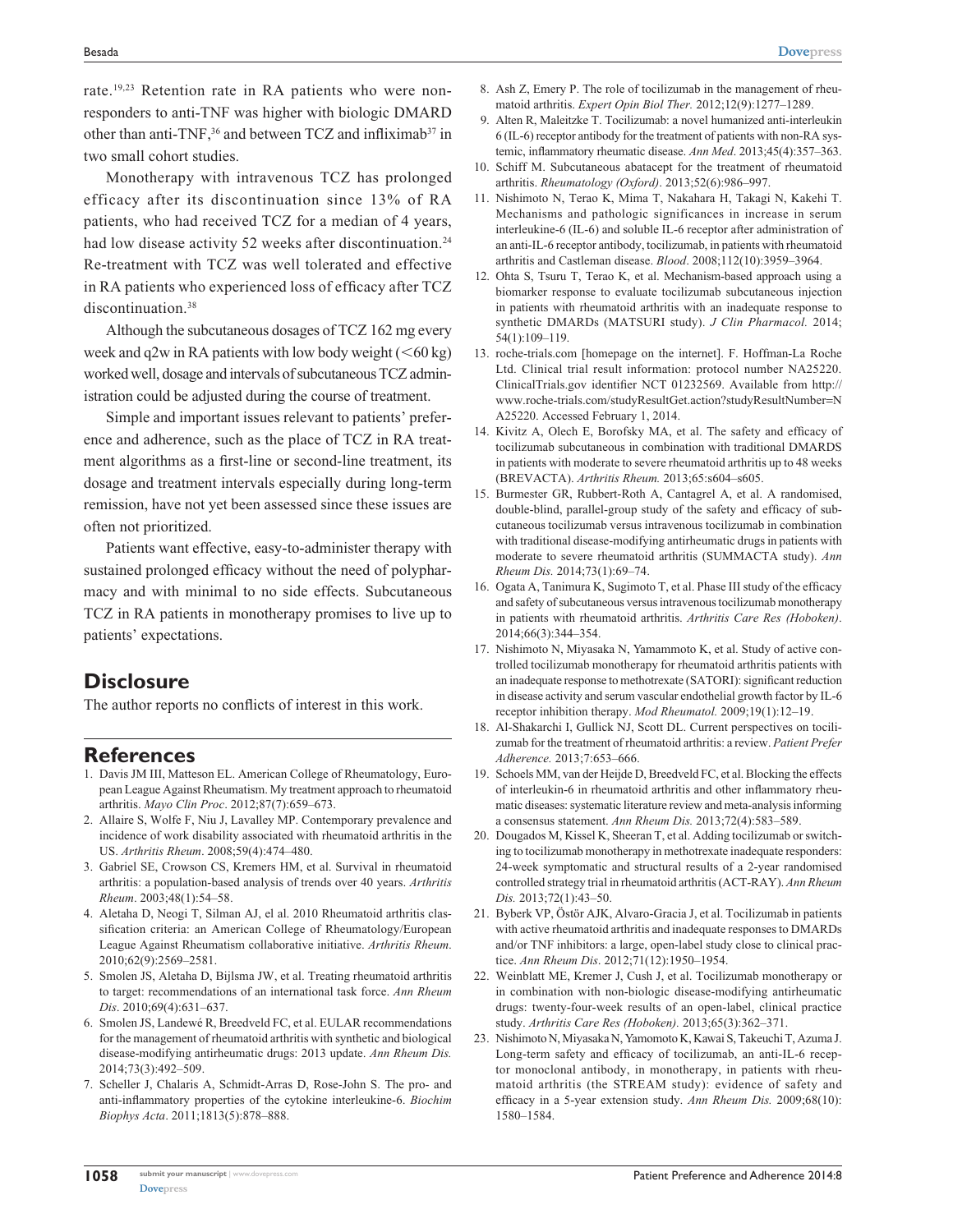rate.[19,23] Retention rate in RA patients who were non-responders to anti-TNF was higher with biologic DMARD other than anti-TNF,[36] and between TCZ and infliximab[37] in two small cohort studies.

Monotherapy with intravenous TCZ has prolonged efficacy after its discontinuation since 13% of RA patients, who had received TCZ for a median of 4 years, had low disease activity 52 weeks after discontinuation.[24] Re-treatment with TCZ was well tolerated and effective in RA patients who experienced loss of efficacy after TCZ discontinuation.[38]

Although the subcutaneous dosages of TCZ 162 mg every week and q2w in RA patients with low body weight (<60 kg) worked well, dosage and intervals of subcutaneous TCZ administration could be adjusted during the course of treatment.

Simple and important issues relevant to patients' preference and adherence, such as the place of TCZ in RA treatment algorithms as a first-line or second-line treatment, its dosage and treatment intervals especially during long-term remission, have not yet been assessed since these issues are often not prioritized.

Patients want effective, easy-to-administer therapy with sustained prolonged efficacy without the need of polypharmacy and with minimal to no side effects. Subcutaneous TCZ in RA patients in monotherapy promises to live up to patients' expectations.

## Disclosure

The author reports no conflicts of interest in this work.

## References

1. Davis JM III, Matteson EL. American College of Rheumatology, European League Against Rheumatism. My treatment approach to rheumatoid arthritis. *Mayo Clin Proc*. 2012;87(7):659–673.
2. Allaire S, Wolfe F, Niu J, Lavalley MP. Contemporary prevalence and incidence of work disability associated with rheumatoid arthritis in the US. *Arthritis Rheum*. 2008;59(4):474–480.
3. Gabriel SE, Crowson CS, Kremers HM, et al. Survival in rheumatoid arthritis: a population-based analysis of trends over 40 years. *Arthritis Rheum*. 2003;48(1):54–58.
4. Aletaha D, Neogi T, Silman AJ, el al. 2010 Rheumatoid arthritis classification criteria: an American College of Rheumatology/European League Against Rheumatism collaborative initiative. *Arthritis Rheum*. 2010;62(9):2569–2581.
5. Smolen JS, Aletaha D, Bijlsma JW, et al. Treating rheumatoid arthritis to target: recommendations of an international task force. *Ann Rheum Dis*. 2010;69(4):631–637.
6. Smolen JS, Landewé R, Breedveld FC, et al. EULAR recommendations for the management of rheumatoid arthritis with synthetic and biological disease-modifying antirheumatic drugs: 2013 update. *Ann Rheum Dis.* 2014;73(3):492–509.
7. Scheller J, Chalaris A, Schmidt-Arras D, Rose-John S. The pro- and anti-inflammatory properties of the cytokine interleukine-6. *Biochim Biophys Acta*. 2011;1813(5):878–888.
8. Ash Z, Emery P. The role of tocilizumab in the management of rheumatoid arthritis. *Expert Opin Biol Ther.* 2012;12(9):1277–1289.
9. Alten R, Maleitzke T. Tocilizumab: a novel humanized anti-interleukin 6 (IL-6) receptor antibody for the treatment of patients with non-RA systemic, inflammatory rheumatic disease. *Ann Med*. 2013;45(4):357–363.
10. Schiff M. Subcutaneous abatacept for the treatment of rheumatoid arthritis. *Rheumatology (Oxford)*. 2013;52(6):986–997.
11. Nishimoto N, Terao K, Mima T, Nakahara H, Takagi N, Kakehi T. Mechanisms and pathologic significances in increase in serum interleukine-6 (IL-6) and soluble IL-6 receptor after administration of an anti-IL-6 receptor antibody, tocilizumab, in patients with rheumatoid arthritis and Castleman disease. *Blood*. 2008;112(10):3959–3964.
12. Ohta S, Tsuru T, Terao K, et al. Mechanism-based approach using a biomarker response to evaluate tocilizumab subcutaneous injection in patients with rheumatoid arthritis with an inadequate response to synthetic DMARDs (MATSURI study). *J Clin Pharmacol.* 2014; 54(1):109–119.
13. roche-trials.com [homepage on the internet]. F. Hoffman-La Roche Ltd. Clinical trial result information: protocol number NA25220. ClinicalTrials.gov identifier NCT 01232569. Available from http://www.roche-trials.com/studyResultGet.action?studyResultNumber=NA25220. Accessed February 1, 2014.
14. Kivitz A, Olech E, Borofsky MA, et al. The safety and efficacy of tocilizumab subcutaneous in combination with traditional DMARDS in patients with moderate to severe rheumatoid arthritis up to 48 weeks (BREVACTA). *Arthritis Rheum.* 2013;65:s604–s605.
15. Burmester GR, Rubbert-Roth A, Cantagrel A, et al. A randomised, double-blind, parallel-group study of the safety and efficacy of subcutaneous tocilizumab versus intravenous tocilizumab in combination with traditional disease-modifying antirheumatic drugs in patients with moderate to severe rheumatoid arthritis (SUMMACTA study). *Ann Rheum Dis.* 2014;73(1):69–74.
16. Ogata A, Tanimura K, Sugimoto T, et al. Phase III study of the efficacy and safety of subcutaneous versus intravenous tocilizumab monotherapy in patients with rheumatoid arthritis. *Arthritis Care Res (Hoboken)*. 2014;66(3):344–354.
17. Nishimoto N, Miyasaka N, Yamammoto K, et al. Study of active controlled tocilizumab monotherapy for rheumatoid arthritis patients with an inadequate response to methotrexate (SATORI): significant reduction in disease activity and serum vascular endothelial growth factor by IL-6 receptor inhibition therapy. *Mod Rheumatol.* 2009;19(1):12–19.
18. Al-Shakarchi I, Gullick NJ, Scott DL. Current perspectives on tocilizumab for the treatment of rheumatoid arthritis: a review. *Patient Prefer Adherence.* 2013;7:653–666.
19. Schoels MM, van der Heijde D, Breedveld FC, et al. Blocking the effects of interleukin-6 in rheumatoid arthritis and other inflammatory rheumatic diseases: systematic literature review and meta-analysis informing a consensus statement. *Ann Rheum Dis.* 2013;72(4):583–589.
20. Dougados M, Kissel K, Sheeran T, et al. Adding tocilizumab or switching to tocilizumab monotherapy in methotrexate inadequate responders: 24-week symptomatic and structural results of a 2-year randomised controlled strategy trial in rheumatoid arthritis (ACT-RAY). *Ann Rheum Dis.* 2013;72(1):43–50.
21. Byberk VP, Östör AJK, Alvaro-Gracia J, et al. Tocilizumab in patients with active rheumatoid arthritis and inadequate responses to DMARDs and/or TNF inhibitors: a large, open-label study close to clinical practice. *Ann Rheum Dis*. 2012;71(12):1950–1954.
22. Weinblatt ME, Kremer J, Cush J, et al. Tocilizumab monotherapy or in combination with non-biologic disease-modifying antirheumatic drugs: twenty-four-week results of an open-label, clinical practice study. *Arthritis Care Res (Hoboken).* 2013;65(3):362–371.
23. Nishimoto N, Miyasaka N, Yamomoto K, Kawai S, Takeuchi T, Azuma J. Long-term safety and efficacy of tocilizumab, an anti-IL-6 receptor monoclonal antibody, in monotherapy, in patients with rheumatoid arthritis (the STREAM study): evidence of safety and efficacy in a 5-year extension study. *Ann Rheum Dis.* 2009;68(10): 1580–1584.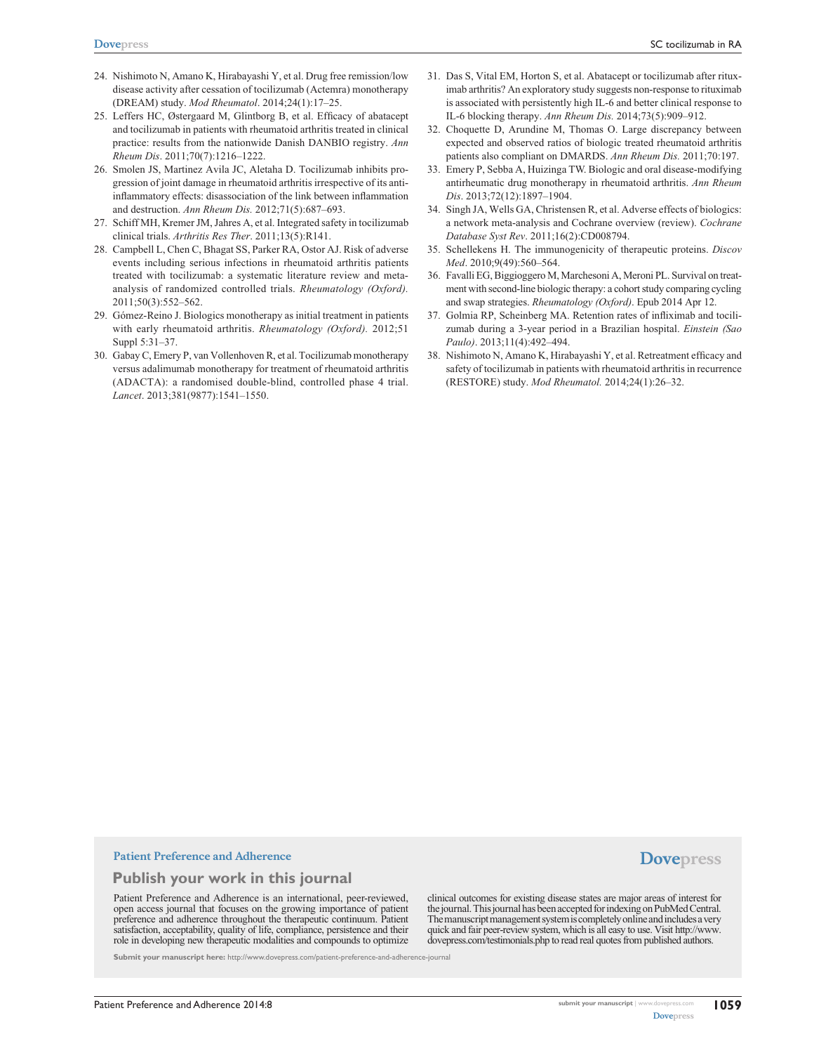24. Nishimoto N, Amano K, Hirabayashi Y, et al. Drug free remission/low disease activity after cessation of tocilizumab (Actemra) monotherapy (DREAM) study. *Mod Rheumatol*. 2014;24(1):17–25.
25. Leffers HC, Østergaard M, Glintborg B, et al. Efficacy of abatacept and tocilizumab in patients with rheumatoid arthritis treated in clinical practice: results from the nationwide Danish DANBIO registry. *Ann Rheum Dis*. 2011;70(7):1216–1222.
26. Smolen JS, Martinez Avila JC, Aletaha D. Tocilizumab inhibits progression of joint damage in rheumatoid arthritis irrespective of its anti-inflammatory effects: disassociation of the link between inflammation and destruction. *Ann Rheum Dis.* 2012;71(5):687–693.
27. Schiff MH, Kremer JM, Jahres A, et al. Integrated safety in tocilizumab clinical trials. *Arthritis Res Ther*. 2011;13(5):R141.
28. Campbell L, Chen C, Bhagat SS, Parker RA, Ostor AJ. Risk of adverse events including serious infections in rheumatoid arthritis patients treated with tocilizumab: a systematic literature review and meta-analysis of randomized controlled trials. *Rheumatology (Oxford).* 2011;50(3):552–562.
29. Gómez-Reino J. Biologics monotherapy as initial treatment in patients with early rheumatoid arthritis. *Rheumatology (Oxford).* 2012;51 Suppl 5:31–37.
30. Gabay C, Emery P, van Vollenhoven R, et al. Tocilizumab monotherapy versus adalimumab monotherapy for treatment of rheumatoid arthritis (ADACTA): a randomised double-blind, controlled phase 4 trial. *Lancet*. 2013;381(9877):1541–1550.
31. Das S, Vital EM, Horton S, et al. Abatacept or tocilizumab after rituximab arthritis? An exploratory study suggests non-response to rituximab is associated with persistently high IL-6 and better clinical response to IL-6 blocking therapy. *Ann Rheum Dis.* 2014;73(5):909–912.
32. Choquette D, Arundine M, Thomas O. Large discrepancy between expected and observed ratios of biologic treated rheumatoid arthritis patients also compliant on DMARDS. *Ann Rheum Dis.* 2011;70:197.
33. Emery P, Sebba A, Huizinga TW. Biologic and oral disease-modifying antirheumatic drug monotherapy in rheumatoid arthritis. *Ann Rheum Dis*. 2013;72(12):1897–1904.
34. Singh JA, Wells GA, Christensen R, et al. Adverse effects of biologics: a network meta-analysis and Cochrane overview (review). *Cochrane Database Syst Rev*. 2011;16(2):CD008794.
35. Schellekens H. The immunogenicity of therapeutic proteins. *Discov Med*. 2010;9(49):560–564.
36. Favalli EG, Biggioggero M, Marchesoni A, Meroni PL. Survival on treatment with second-line biologic therapy: a cohort study comparing cycling and swap strategies. *Rheumatology (Oxford)*. Epub 2014 Apr 12.
37. Golmia RP, Scheinberg MA. Retention rates of infliximab and tocilizumab during a 3-year period in a Brazilian hospital. *Einstein (Sao Paulo)*. 2013;11(4):492–494.
38. Nishimoto N, Amano K, Hirabayashi Y, et al. Retreatment efficacy and safety of tocilizumab in patients with rheumatoid arthritis in recurrence (RESTORE) study. *Mod Rheumatol.* 2014;24(1):26–32.

**Patient Preference and Adherence**

**Publish your work in this journal**

Patient Preference and Adherence is an international, peer-reviewed, open access journal that focuses on the growing importance of patient preference and adherence throughout the therapeutic continuum. Patient satisfaction, acceptability, quality of life, compliance, persistence and their role in developing new therapeutic modalities and compounds to optimize clinical outcomes for existing disease states are major areas of interest for the journal. This journal has been accepted for indexing on PubMed Central. The manuscript management system is completely online and includes a very quick and fair peer-review system, which is all easy to use. Visit http://www.dovepress.com/testimonials.php to read real quotes from published authors.

**Submit your manuscript here:** http://www.dovepress.com/patient-preference-and-adherence-journal